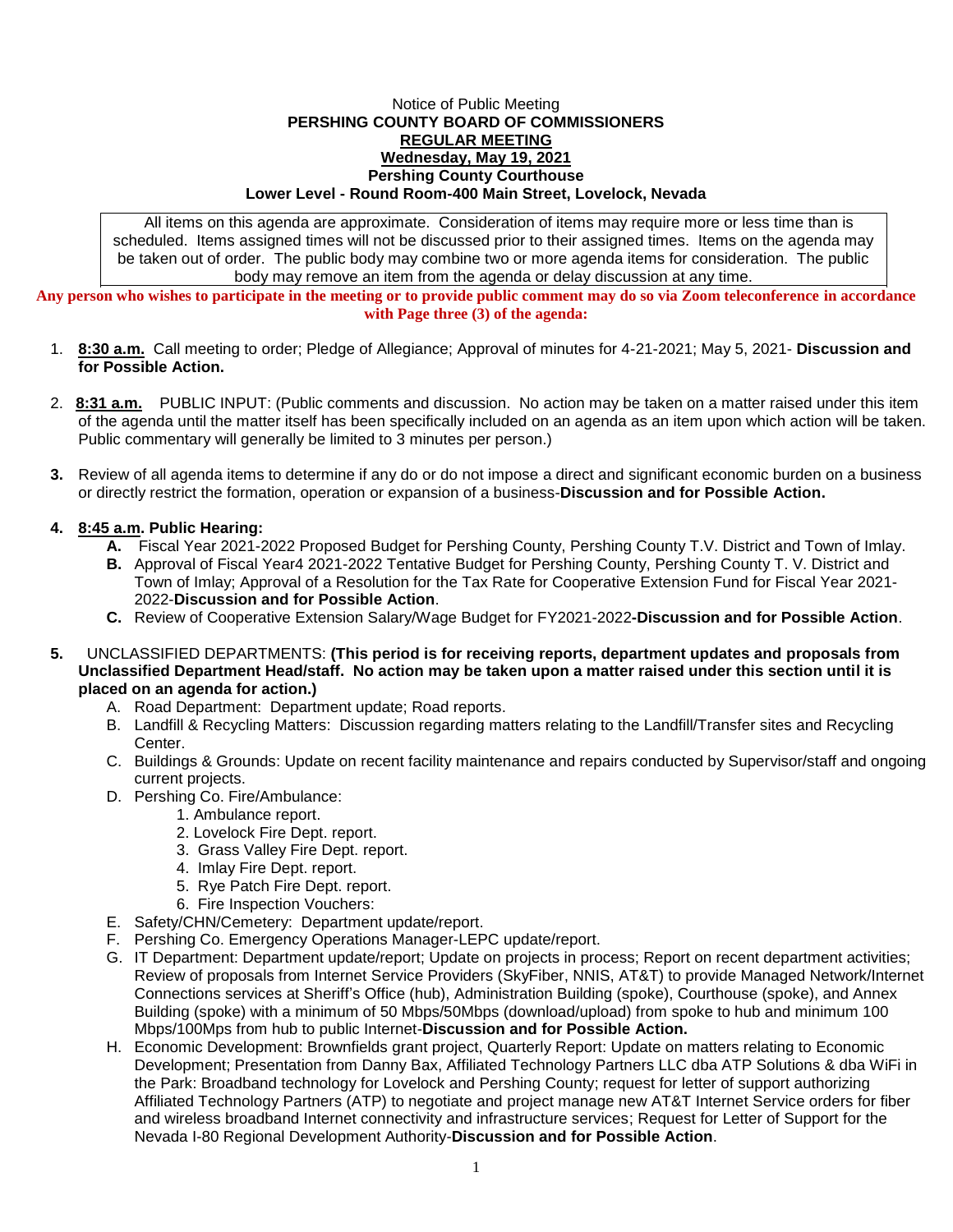Notice of Public Meeting

**PERSHING COUNTY BOARD OF COMMISSIONERS**

**REGULAR MEETING**

**Wednesday, May 19, 2021**

**Pershing County Courthouse**

**Lower Level - Round Room-400 Main Street, Lovelock, Nevada**

All items on this agenda are approximate. Consideration of items may require more or less time than is scheduled. Items assigned times will not be discussed prior to their assigned times. Items on the agenda may be taken out of order. The public body may combine two or more agenda items for consideration. The public body may remove an item from the agenda or delay discussion at any time.

**Any person who wishes to participate in the meeting or to provide public comment may do so via Zoom teleconference in accordance with Page three (3) of the agenda:**

1. **8:30 a.m.** Call meeting to order; Pledge of Allegiance; Approval of minutes for 4-21-2021; May 5, 2021- **Discussion and for Possible Action.**

2. **8:31 a.m.** PUBLIC INPUT: (Public comments and discussion. No action may be taken on a matter raised under this item of the agenda until the matter itself has been specifically included on an agenda as an item upon which action will be taken. Public commentary will generally be limited to 3 minutes per person.)

3. Review of all agenda items to determine if any do or do not impose a direct and significant economic burden on a business or directly restrict the formation, operation or expansion of a business-**Discussion and for Possible Action.**

4. **8:45 a.m. Public Hearing:**
   - **A.** Fiscal Year 2021-2022 Proposed Budget for Pershing County, Pershing County T.V. District and Town of Imlay.
   - **B.** Approval of Fiscal Year4 2021-2022 Tentative Budget for Pershing County, Pershing County T. V. District and Town of Imlay; Approval of a Resolution for the Tax Rate for Cooperative Extension Fund for Fiscal Year 2021-2022-**Discussion and for Possible Action**.
   - **C.** Review of Cooperative Extension Salary/Wage Budget for FY2021-2022**-Discussion and for Possible Action**.

5. UNCLASSIFIED DEPARTMENTS: **(This period is for receiving reports, department updates and proposals from Unclassified Department Head/staff. No action may be taken upon a matter raised under this section until it is placed on an agenda for action.)**
   - A. Road Department: Department update; Road reports.
   - B. Landfill & Recycling Matters: Discussion regarding matters relating to the Landfill/Transfer sites and Recycling Center.
   - C. Buildings & Grounds: Update on recent facility maintenance and repairs conducted by Supervisor/staff and ongoing current projects.
   - D. Pershing Co. Fire/Ambulance:
     1. Ambulance report.
     2. Lovelock Fire Dept. report.
     3. Grass Valley Fire Dept. report.
     4. Imlay Fire Dept. report.
     5. Rye Patch Fire Dept. report.
     6. Fire Inspection Vouchers:
   - E. Safety/CHN/Cemetery: Department update/report.
   - F. Pershing Co. Emergency Operations Manager-LEPC update/report.
   - G. IT Department: Department update/report; Update on projects in process; Report on recent department activities; Review of proposals from Internet Service Providers (SkyFiber, NNIS, AT&T) to provide Managed Network/Internet Connections services at Sheriff's Office (hub), Administration Building (spoke), Courthouse (spoke), and Annex Building (spoke) with a minimum of 50 Mbps/50Mbps (download/upload) from spoke to hub and minimum 100 Mbps/100Mps from hub to public Internet-**Discussion and for Possible Action.**
   - H. Economic Development: Brownfields grant project, Quarterly Report: Update on matters relating to Economic Development; Presentation from Danny Bax, Affiliated Technology Partners LLC dba ATP Solutions & dba WiFi in the Park: Broadband technology for Lovelock and Pershing County; request for letter of support authorizing Affiliated Technology Partners (ATP) to negotiate and project manage new AT&T Internet Service orders for fiber and wireless broadband Internet connectivity and infrastructure services; Request for Letter of Support for the Nevada I-80 Regional Development Authority-**Discussion and for Possible Action**.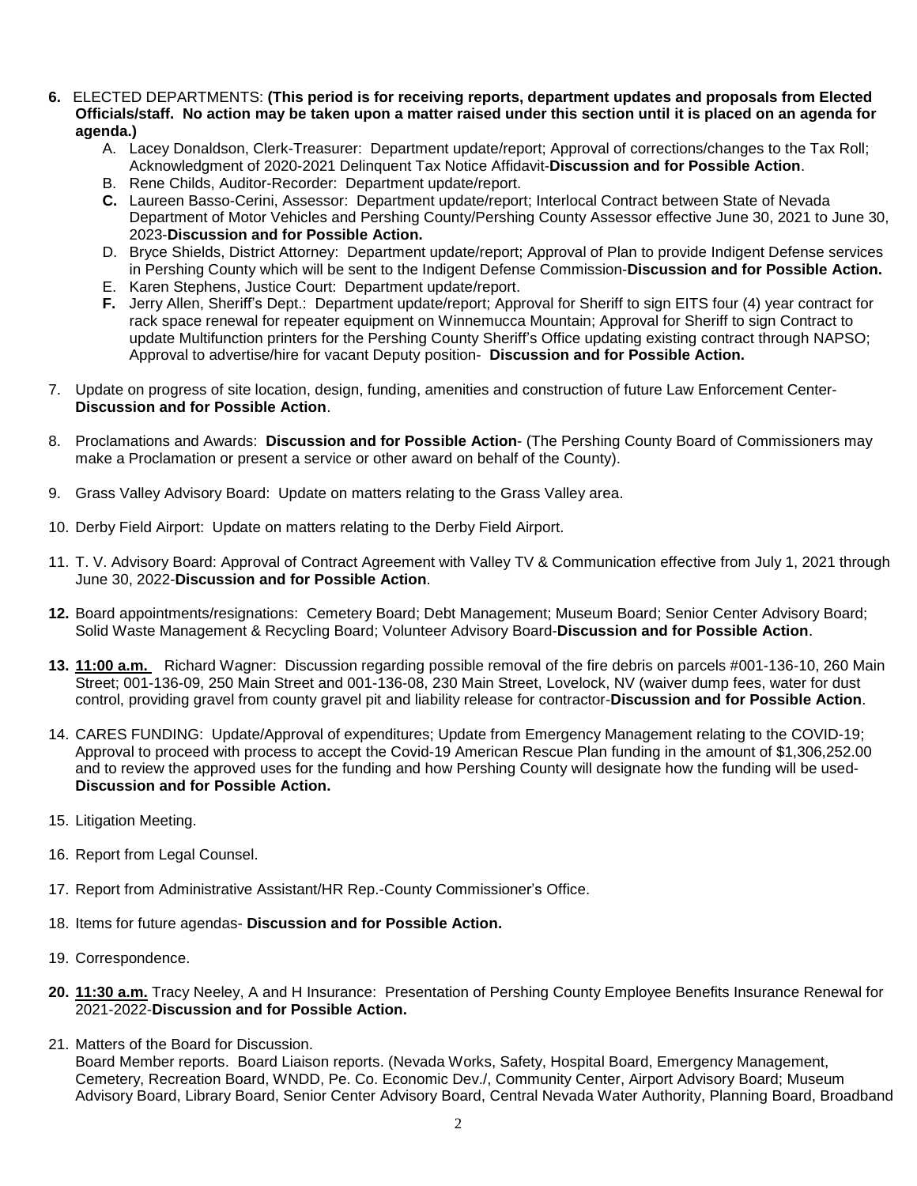6. ELECTED DEPARTMENTS: **(This period is for receiving reports, department updates and proposals from Elected Officials/staff. No action may be taken upon a matter raised under this section until it is placed on an agenda for agenda.)**
   A. Lacey Donaldson, Clerk-Treasurer: Department update/report; Approval of corrections/changes to the Tax Roll; Acknowledgment of 2020-2021 Delinquent Tax Notice Affidavit-**Discussion and for Possible Action**.
   B. Rene Childs, Auditor-Recorder: Department update/report.
   C. Laureen Basso-Cerini, Assessor: Department update/report; Interlocal Contract between State of Nevada Department of Motor Vehicles and Pershing County/Pershing County Assessor effective June 30, 2021 to June 30, 2023-**Discussion and for Possible Action.**
   D. Bryce Shields, District Attorney: Department update/report; Approval of Plan to provide Indigent Defense services in Pershing County which will be sent to the Indigent Defense Commission-**Discussion and for Possible Action.**
   E. Karen Stephens, Justice Court: Department update/report.
   F. Jerry Allen, Sheriff's Dept.: Department update/report; Approval for Sheriff to sign EITS four (4) year contract for rack space renewal for repeater equipment on Winnemucca Mountain; Approval for Sheriff to sign Contract to update Multifunction printers for the Pershing County Sheriff's Office updating existing contract through NAPSO; Approval to advertise/hire for vacant Deputy position- **Discussion and for Possible Action.**

7. Update on progress of site location, design, funding, amenities and construction of future Law Enforcement Center-**Discussion and for Possible Action**.

8. Proclamations and Awards: **Discussion and for Possible Action**- (The Pershing County Board of Commissioners may make a Proclamation or present a service or other award on behalf of the County).

9. Grass Valley Advisory Board: Update on matters relating to the Grass Valley area.

10. Derby Field Airport: Update on matters relating to the Derby Field Airport.

11. T. V. Advisory Board: Approval of Contract Agreement with Valley TV & Communication effective from July 1, 2021 through June 30, 2022-**Discussion and for Possible Action**.

12. Board appointments/resignations: Cemetery Board; Debt Management; Museum Board; Senior Center Advisory Board; Solid Waste Management & Recycling Board; Volunteer Advisory Board-**Discussion and for Possible Action**.

13. **11:00 a.m.** Richard Wagner: Discussion regarding possible removal of the fire debris on parcels #001-136-10, 260 Main Street; 001-136-09, 250 Main Street and 001-136-08, 230 Main Street, Lovelock, NV (waiver dump fees, water for dust control, providing gravel from county gravel pit and liability release for contractor-**Discussion and for Possible Action**.

14. CARES FUNDING: Update/Approval of expenditures; Update from Emergency Management relating to the COVID-19; Approval to proceed with process to accept the Covid-19 American Rescue Plan funding in the amount of $1,306,252.00 and to review the approved uses for the funding and how Pershing County will designate how the funding will be used-**Discussion and for Possible Action.**

15. Litigation Meeting.

16. Report from Legal Counsel.

17. Report from Administrative Assistant/HR Rep.-County Commissioner's Office.

18. Items for future agendas- **Discussion and for Possible Action.**

19. Correspondence.

20. **11:30 a.m.** Tracy Neeley, A and H Insurance: Presentation of Pershing County Employee Benefits Insurance Renewal for 2021-2022-**Discussion and for Possible Action.**

21. Matters of the Board for Discussion.
    Board Member reports. Board Liaison reports. (Nevada Works, Safety, Hospital Board, Emergency Management, Cemetery, Recreation Board, WNDD, Pe. Co. Economic Dev./, Community Center, Airport Advisory Board; Museum Advisory Board, Library Board, Senior Center Advisory Board, Central Nevada Water Authority, Planning Board, Broadband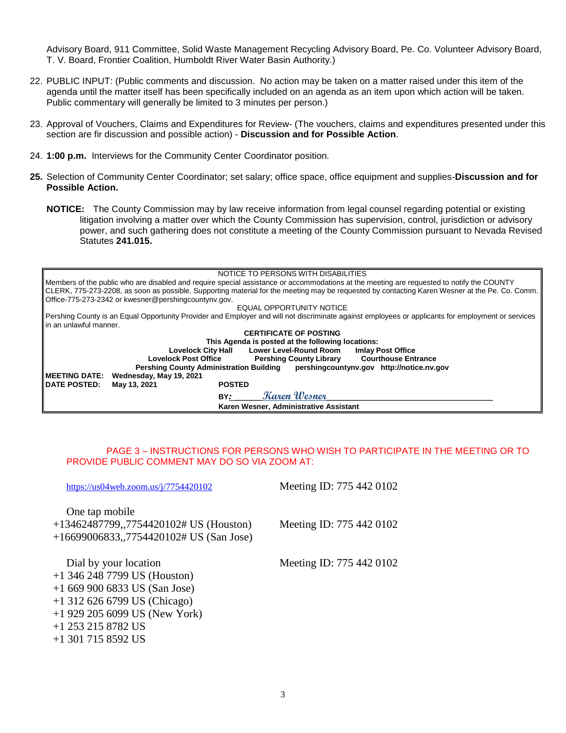Advisory Board, 911 Committee, Solid Waste Management Recycling Advisory Board, Pe. Co. Volunteer Advisory Board, T. V. Board, Frontier Coalition, Humboldt River Water Basin Authority.)

22. PUBLIC INPUT: (Public comments and discussion. No action may be taken on a matter raised under this item of the agenda until the matter itself has been specifically included on an agenda as an item upon which action will be taken. Public commentary will generally be limited to 3 minutes per person.)

23. Approval of Vouchers, Claims and Expenditures for Review- (The vouchers, claims and expenditures presented under this section are fir discussion and possible action) - **Discussion and for Possible Action**.

24. **1:00 p.m.** Interviews for the Community Center Coordinator position.

**25.** Selection of Community Center Coordinator; set salary; office space, office equipment and supplies-**Discussion and for Possible Action.**

**NOTICE:** The County Commission may by law receive information from legal counsel regarding potential or existing litigation involving a matter over which the County Commission has supervision, control, jurisdiction or advisory power, and such gathering does not constitute a meeting of the County Commission pursuant to Nevada Revised Statutes **241.015.**

NOTICE TO PERSONS WITH DISABILITIES

Members of the public who are disabled and require special assistance or accommodations at the meeting are requested to notify the COUNTY CLERK, 775-273-2208, as soon as possible. Supporting material for the meeting may be requested by contacting Karen Wesner at the Pe. Co. Comm. Office-775-273-2342 or kwesner@pershingcountynv.gov.

EQUAL OPPORTUNITY NOTICE

Pershing County is an Equal Opportunity Provider and Employer and will not discriminate against employees or applicants for employment or services in an unlawful manner.

**CERTIFICATE OF POSTING**

**This Agenda is posted at the following locations:**

**Lovelock City Hall    Lower Level-Round Room    Imlay Post Office**
**Lovelock Post Office    Pershing County Library    Courthouse Entrance**
**Pershing County Administration Building    pershingcountynv.gov    http://notice.nv.gov**

**MEETING DATE:** **Wednesday, May 19, 2021**
**DATE POSTED:** **May 13, 2021**    **POSTED**

**BY:** *Karen Wesner*
**Karen Wesner, Administrative Assistant**

PAGE 3 – INSTRUCTIONS FOR PERSONS WHO WISH TO PARTICIPATE IN THE MEETING OR TO PROVIDE PUBLIC COMMENT MAY DO SO VIA ZOOM AT:

https://us04web.zoom.us/j/7754420102    Meeting ID: 775 442 0102

One tap mobile
+13462487799,,7754420102# US (Houston)    Meeting ID: 775 442 0102
+16699006833,,7754420102# US (San Jose)

Dial by your location    Meeting ID: 775 442 0102
+1 346 248 7799 US (Houston)
+1 669 900 6833 US (San Jose)
+1 312 626 6799 US (Chicago)
+1 929 205 6099 US (New York)
+1 253 215 8782 US
+1 301 715 8592 US